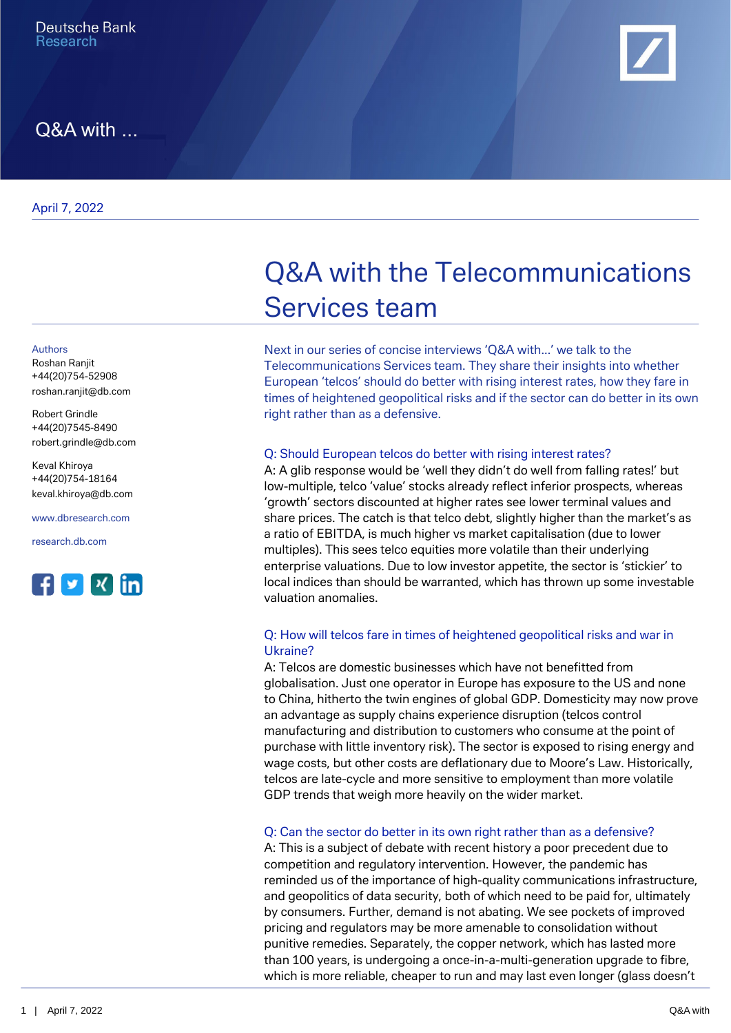Deutsche Bank
Research

Q&A with ...

April 7, 2022

# Q&A with the Telecommunications Services team

Authors
Roshan Ranjit
+44(20)754-52908
roshan.ranjit@db.com

Robert Grindle
+44(20)7545-8490
robert.grindle@db.com

Keval Khiroya
+44(20)754-18164
keval.khiroya@db.com

www.dbresearch.com

research.db.com

Next in our series of concise interviews 'Q&A with...' we talk to the Telecommunications Services team. They share their insights into whether European 'telcos' should do better with rising interest rates, how they fare in times of heightened geopolitical risks and if the sector can do better in its own right rather than as a defensive.

### Q: Should European telcos do better with rising interest rates?

A: A glib response would be 'well they didn't do well from falling rates!' but low-multiple, telco 'value' stocks already reflect inferior prospects, whereas 'growth' sectors discounted at higher rates see lower terminal values and share prices. The catch is that telco debt, slightly higher than the market's as a ratio of EBITDA, is much higher vs market capitalisation (due to lower multiples). This sees telco equities more volatile than their underlying enterprise valuations. Due to low investor appetite, the sector is 'stickier' to local indices than should be warranted, which has thrown up some investable valuation anomalies.

### Q: How will telcos fare in times of heightened geopolitical risks and war in Ukraine?

A: Telcos are domestic businesses which have not benefitted from globalisation. Just one operator in Europe has exposure to the US and none to China, hitherto the twin engines of global GDP. Domesticity may now prove an advantage as supply chains experience disruption (telcos control manufacturing and distribution to customers who consume at the point of purchase with little inventory risk). The sector is exposed to rising energy and wage costs, but other costs are deflationary due to Moore's Law. Historically, telcos are late-cycle and more sensitive to employment than more volatile GDP trends that weigh more heavily on the wider market.

### Q: Can the sector do better in its own right rather than as a defensive?

A: This is a subject of debate with recent history a poor precedent due to competition and regulatory intervention. However, the pandemic has reminded us of the importance of high-quality communications infrastructure, and geopolitics of data security, both of which need to be paid for, ultimately by consumers. Further, demand is not abating. We see pockets of improved pricing and regulators may be more amenable to consolidation without punitive remedies. Separately, the copper network, which has lasted more than 100 years, is undergoing a once-in-a-multi-generation upgrade to fibre, which is more reliable, cheaper to run and may last even longer (glass doesn't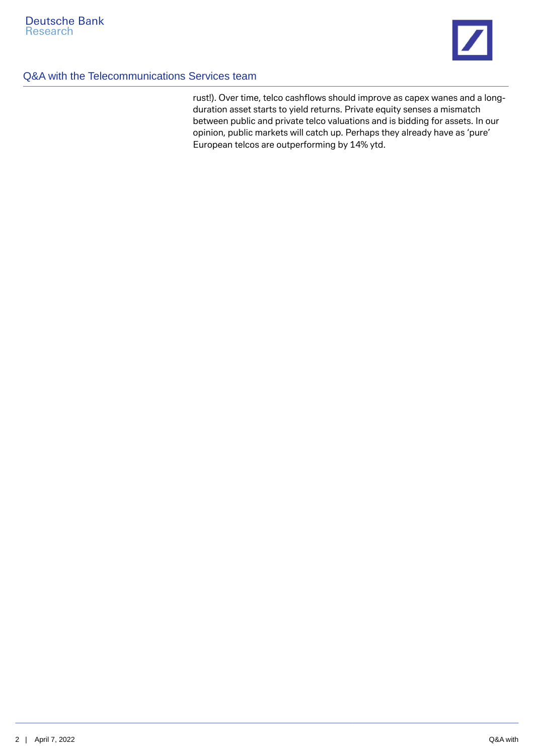rust!). Over time, telco cashflows should improve as capex wanes and a long-duration asset starts to yield returns. Private equity senses a mismatch between public and private telco valuations and is bidding for assets. In our opinion, public markets will catch up. Perhaps they already have as 'pure' European telcos are outperforming by 14% ytd.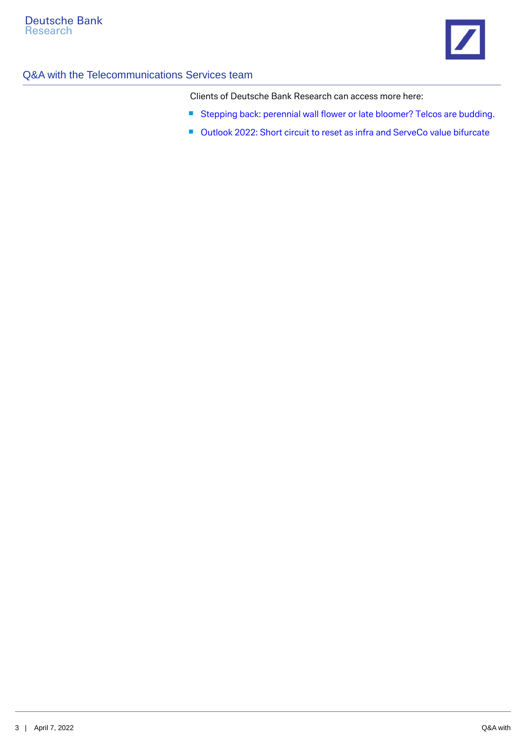Clients of Deutsche Bank Research can access more here:

- Stepping back: perennial wall flower or late bloomer? Telcos are budding.
- Outlook 2022: Short circuit to reset as infra and ServeCo value bifurcate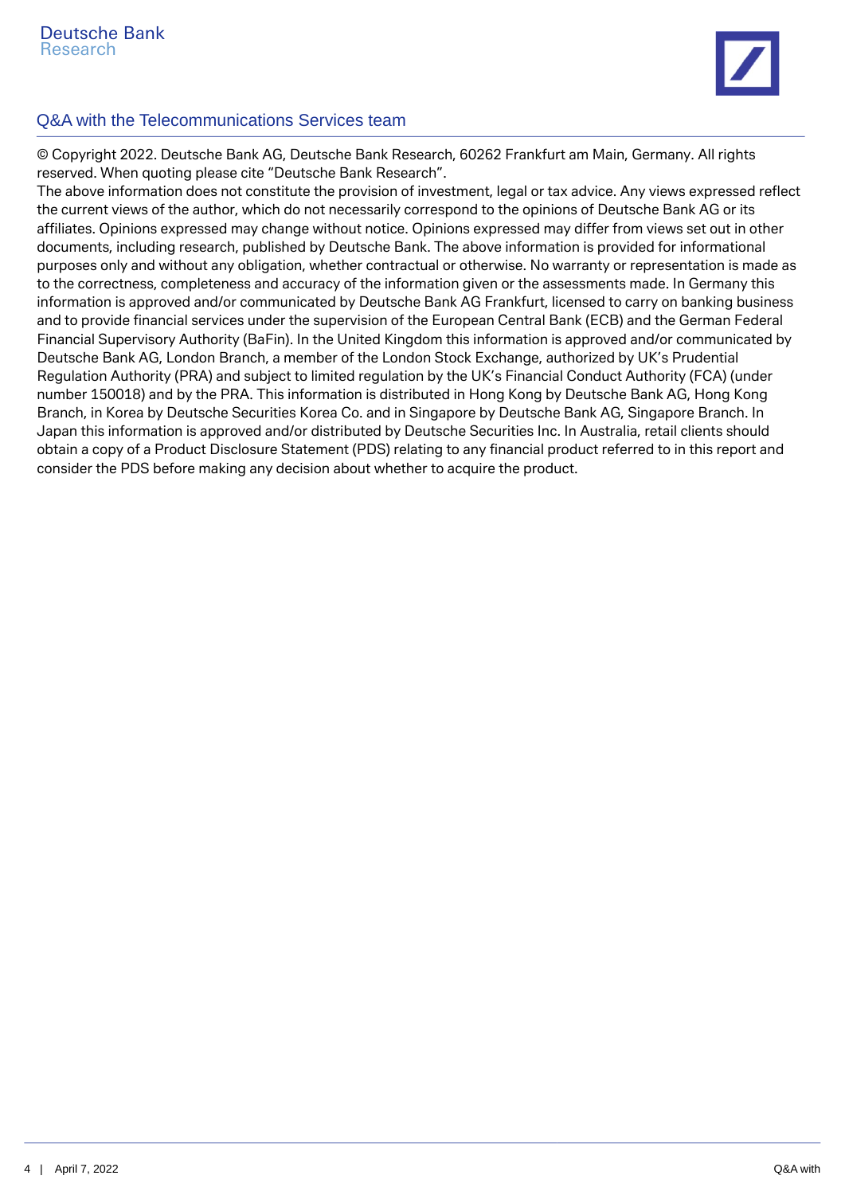© Copyright 2022. Deutsche Bank AG, Deutsche Bank Research, 60262 Frankfurt am Main, Germany. All rights reserved. When quoting please cite "Deutsche Bank Research".

The above information does not constitute the provision of investment, legal or tax advice. Any views expressed reflect the current views of the author, which do not necessarily correspond to the opinions of Deutsche Bank AG or its affiliates. Opinions expressed may change without notice. Opinions expressed may differ from views set out in other documents, including research, published by Deutsche Bank. The above information is provided for informational purposes only and without any obligation, whether contractual or otherwise. No warranty or representation is made as to the correctness, completeness and accuracy of the information given or the assessments made. In Germany this information is approved and/or communicated by Deutsche Bank AG Frankfurt, licensed to carry on banking business and to provide financial services under the supervision of the European Central Bank (ECB) and the German Federal Financial Supervisory Authority (BaFin). In the United Kingdom this information is approved and/or communicated by Deutsche Bank AG, London Branch, a member of the London Stock Exchange, authorized by UK's Prudential Regulation Authority (PRA) and subject to limited regulation by the UK's Financial Conduct Authority (FCA) (under number 150018) and by the PRA. This information is distributed in Hong Kong by Deutsche Bank AG, Hong Kong Branch, in Korea by Deutsche Securities Korea Co. and in Singapore by Deutsche Bank AG, Singapore Branch. In Japan this information is approved and/or distributed by Deutsche Securities Inc. In Australia, retail clients should obtain a copy of a Product Disclosure Statement (PDS) relating to any financial product referred to in this report and consider the PDS before making any decision about whether to acquire the product.